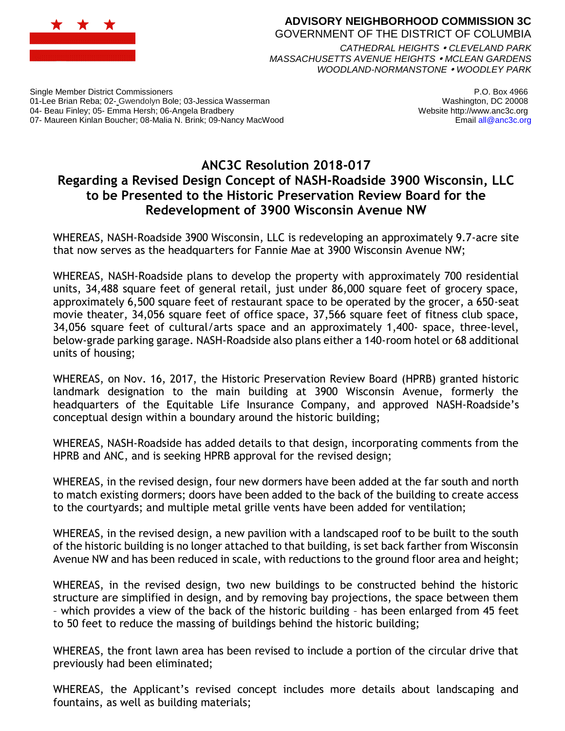**ADVISORY NEIGHBORHOOD COMMISSION 3C**
GOVERNMENT OF THE DISTRICT OF COLUMBIA

*CATHEDRAL HEIGHTS • CLEVELAND PARK*
*MASSACHUSETTS AVENUE HEIGHTS • MCLEAN GARDENS*
*WOODLAND-NORMANSTONE • WOODLEY PARK*

Single Member District Commissioners
01-Lee Brian Reba; 02- Gwendolyn Bole; 03-Jessica Wasserman
04- Beau Finley; 05- Emma Hersh; 06-Angela Bradbery
07- Maureen Kinlan Boucher; 08-Malia N. Brink; 09-Nancy MacWood

P.O. Box 4966
Washington, DC 20008
Website http://www.anc3c.org
Email all@anc3c.org

# ANC3C Resolution 2018-017
## Regarding a Revised Design Concept of NASH-Roadside 3900 Wisconsin, LLC to be Presented to the Historic Preservation Review Board for the Redevelopment of 3900 Wisconsin Avenue NW

WHEREAS, NASH-Roadside 3900 Wisconsin, LLC is redeveloping an approximately 9.7-acre site that now serves as the headquarters for Fannie Mae at 3900 Wisconsin Avenue NW;

WHEREAS, NASH-Roadside plans to develop the property with approximately 700 residential units, 34,488 square feet of general retail, just under 86,000 square feet of grocery space, approximately 6,500 square feet of restaurant space to be operated by the grocer, a 650-seat movie theater, 34,056 square feet of office space, 37,566 square feet of fitness club space, 34,056 square feet of cultural/arts space and an approximately 1,400- space, three-level, below-grade parking garage. NASH-Roadside also plans either a 140-room hotel or 68 additional units of housing;

WHEREAS, on Nov. 16, 2017, the Historic Preservation Review Board (HPRB) granted historic landmark designation to the main building at 3900 Wisconsin Avenue, formerly the headquarters of the Equitable Life Insurance Company, and approved NASH-Roadside's conceptual design within a boundary around the historic building;

WHEREAS, NASH-Roadside has added details to that design, incorporating comments from the HPRB and ANC, and is seeking HPRB approval for the revised design;

WHEREAS, in the revised design, four new dormers have been added at the far south and north to match existing dormers; doors have been added to the back of the building to create access to the courtyards; and multiple metal grille vents have been added for ventilation;

WHEREAS, in the revised design, a new pavilion with a landscaped roof to be built to the south of the historic building is no longer attached to that building, is set back farther from Wisconsin Avenue NW and has been reduced in scale, with reductions to the ground floor area and height;

WHEREAS, in the revised design, two new buildings to be constructed behind the historic structure are simplified in design, and by removing bay projections, the space between them – which provides a view of the back of the historic building – has been enlarged from 45 feet to 50 feet to reduce the massing of buildings behind the historic building;

WHEREAS, the front lawn area has been revised to include a portion of the circular drive that previously had been eliminated;

WHEREAS, the Applicant's revised concept includes more details about landscaping and fountains, as well as building materials;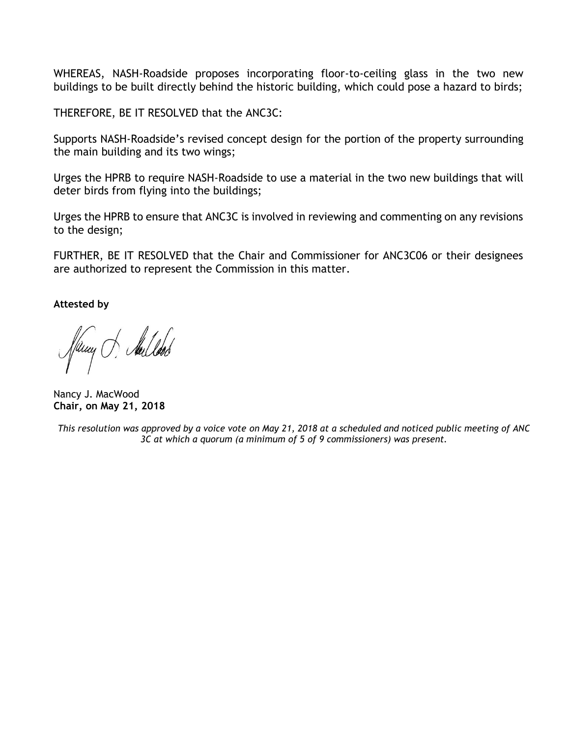WHEREAS, NASH-Roadside proposes incorporating floor-to-ceiling glass in the two new buildings to be built directly behind the historic building, which could pose a hazard to birds;

THEREFORE, BE IT RESOLVED that the ANC3C:

Supports NASH-Roadside's revised concept design for the portion of the property surrounding the main building and its two wings;

Urges the HPRB to require NASH-Roadside to use a material in the two new buildings that will deter birds from flying into the buildings;

Urges the HPRB to ensure that ANC3C is involved in reviewing and commenting on any revisions to the design;

FURTHER, BE IT RESOLVED that the Chair and Commissioner for ANC3C06 or their designees are authorized to represent the Commission in this matter.

**Attested by**

Nancy J. MacWood
**Chair, on May 21, 2018**

*This resolution was approved by a voice vote on May 21, 2018 at a scheduled and noticed public meeting of ANC 3C at which a quorum (a minimum of 5 of 9 commissioners) was present.*